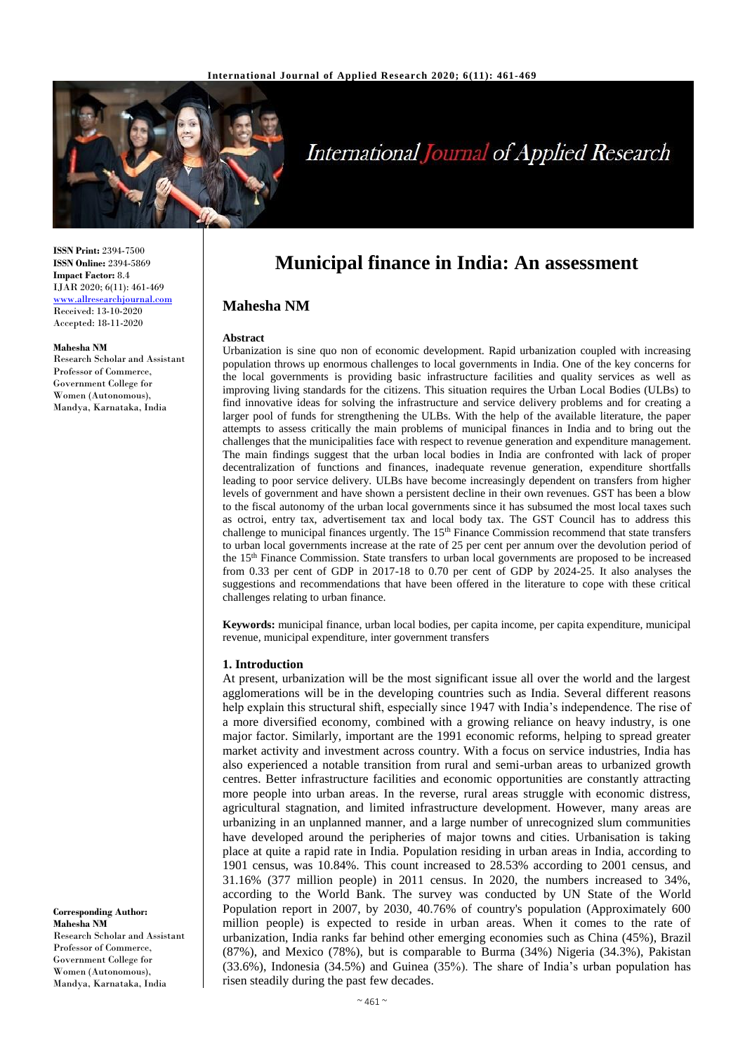**ISSN Print:** 2394-7500
**ISSN Online:** 2394-5869
**Impact Factor:** 8.4
IJAR 2020; 6(11): 461-469
www.allresearchjournal.com
Received: 13-10-2020
Accepted: 18-11-2020

**Mahesha NM**
Research Scholar and Assistant Professor of Commerce, Government College for Women (Autonomous), Mandya, Karnataka, India

**Corresponding Author:**
**Mahesha NM**
Research Scholar and Assistant Professor of Commerce, Government College for Women (Autonomous), Mandya, Karnataka, India

# Municipal finance in India: An assessment

## Mahesha NM

### Abstract

Urbanization is sine quo non of economic development. Rapid urbanization coupled with increasing population throws up enormous challenges to local governments in India. One of the key concerns for the local governments is providing basic infrastructure facilities and quality services as well as improving living standards for the citizens. This situation requires the Urban Local Bodies (ULBs) to find innovative ideas for solving the infrastructure and service delivery problems and for creating a larger pool of funds for strengthening the ULBs. With the help of the available literature, the paper attempts to assess critically the main problems of municipal finances in India and to bring out the challenges that the municipalities face with respect to revenue generation and expenditure management. The main findings suggest that the urban local bodies in India are confronted with lack of proper decentralization of functions and finances, inadequate revenue generation, expenditure shortfalls leading to poor service delivery. ULBs have become increasingly dependent on transfers from higher levels of government and have shown a persistent decline in their own revenues. GST has been a blow to the fiscal autonomy of the urban local governments since it has subsumed the most local taxes such as octroi, entry tax, advertisement tax and local body tax. The GST Council has to address this challenge to municipal finances urgently. The 15th Finance Commission recommend that state transfers to urban local governments increase at the rate of 25 per cent per annum over the devolution period of the 15th Finance Commission. State transfers to urban local governments are proposed to be increased from 0.33 per cent of GDP in 2017-18 to 0.70 per cent of GDP by 2024-25. It also analyses the suggestions and recommendations that have been offered in the literature to cope with these critical challenges relating to urban finance.

**Keywords:** municipal finance, urban local bodies, per capita income, per capita expenditure, municipal revenue, municipal expenditure, inter government transfers

### 1. Introduction

At present, urbanization will be the most significant issue all over the world and the largest agglomerations will be in the developing countries such as India. Several different reasons help explain this structural shift, especially since 1947 with India's independence. The rise of a more diversified economy, combined with a growing reliance on heavy industry, is one major factor. Similarly, important are the 1991 economic reforms, helping to spread greater market activity and investment across country. With a focus on service industries, India has also experienced a notable transition from rural and semi-urban areas to urbanized growth centres. Better infrastructure facilities and economic opportunities are constantly attracting more people into urban areas. In the reverse, rural areas struggle with economic distress, agricultural stagnation, and limited infrastructure development. However, many areas are urbanizing in an unplanned manner, and a large number of unrecognized slum communities have developed around the peripheries of major towns and cities. Urbanisation is taking place at quite a rapid rate in India. Population residing in urban areas in India, according to 1901 census, was 10.84%. This count increased to 28.53% according to 2001 census, and 31.16% (377 million people) in 2011 census. In 2020, the numbers increased to 34%, according to the World Bank. The survey was conducted by UN State of the World Population report in 2007, by 2030, 40.76% of country's population (Approximately 600 million people) is expected to reside in urban areas. When it comes to the rate of urbanization, India ranks far behind other emerging economies such as China (45%), Brazil (87%), and Mexico (78%), but is comparable to Burma (34%) Nigeria (34.3%), Pakistan (33.6%), Indonesia (34.5%) and Guinea (35%). The share of India's urban population has risen steadily during the past few decades.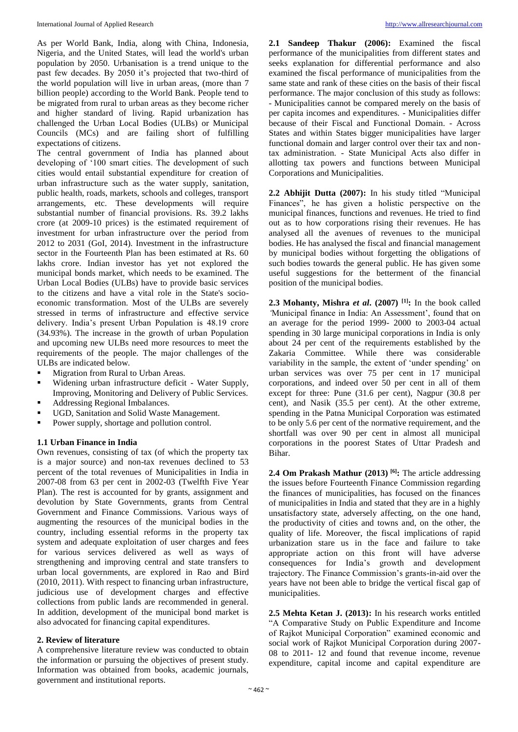As per World Bank, India, along with China, Indonesia, Nigeria, and the United States, will lead the world's urban population by 2050. Urbanisation is a trend unique to the past few decades. By 2050 it's projected that two-third of the world population will live in urban areas, (more than 7 billion people) according to the World Bank. People tend to be migrated from rural to urban areas as they become richer and higher standard of living. Rapid urbanization has challenged the Urban Local Bodies (ULBs) or Municipal Councils (MCs) and are failing short of fulfilling expectations of citizens.

The central government of India has planned about developing of '100 smart cities. The development of such cities would entail substantial expenditure for creation of urban infrastructure such as the water supply, sanitation, public health, roads, markets, schools and colleges, transport arrangements, etc. These developments will require substantial number of financial provisions. Rs. 39.2 lakhs crore (at 2009-10 prices) is the estimated requirement of investment for urban infrastructure over the period from 2012 to 2031 (GoI, 2014). Investment in the infrastructure sector in the Fourteenth Plan has been estimated at Rs. 60 lakhs crore. Indian investor has yet not explored the municipal bonds market, which needs to be examined. The Urban Local Bodies (ULBs) have to provide basic services to the citizens and have a vital role in the State's socio-economic transformation. Most of the ULBs are severely stressed in terms of infrastructure and effective service delivery. India's present Urban Population is 48.19 crore (34.93%). The increase in the growth of urban Population and upcoming new ULBs need more resources to meet the requirements of the people. The major challenges of the ULBs are indicated below.

- Migration from Rural to Urban Areas.
- Widening urban infrastructure deficit - Water Supply, Improving, Monitoring and Delivery of Public Services.
- Addressing Regional Imbalances.
- UGD, Sanitation and Solid Waste Management.
- Power supply, shortage and pollution control.

### 1.1 Urban Finance in India

Own revenues, consisting of tax (of which the property tax is a major source) and non-tax revenues declined to 53 percent of the total revenues of Municipalities in India in 2007-08 from 63 per cent in 2002-03 (Twelfth Five Year Plan). The rest is accounted for by grants, assignment and devolution by State Governments, grants from Central Government and Finance Commissions. Various ways of augmenting the resources of the municipal bodies in the country, including essential reforms in the property tax system and adequate exploitation of user charges and fees for various services delivered as well as ways of strengthening and improving central and state transfers to urban local governments, are explored in Rao and Bird (2010, 2011). With respect to financing urban infrastructure, judicious use of development charges and effective collections from public lands are recommended in general. In addition, development of the municipal bond market is also advocated for financing capital expenditures.

## 2. Review of literature

A comprehensive literature review was conducted to obtain the information or pursuing the objectives of present study. Information was obtained from books, academic journals, government and institutional reports.

**2.1 Sandeep Thakur (2006):** Examined the fiscal performance of the municipalities from different states and seeks explanation for differential performance and also examined the fiscal performance of municipalities from the same state and rank of these cities on the basis of their fiscal performance. The major conclusion of this study as follows: - Municipalities cannot be compared merely on the basis of per capita incomes and expenditures. - Municipalities differ because of their Fiscal and Functional Domain. - Across States and within States bigger municipalities have larger functional domain and larger control over their tax and non-tax administration. - State Municipal Acts also differ in allotting tax powers and functions between Municipal Corporations and Municipalities.

**2.2 Abhijit Dutta (2007):** In his study titled "Municipal Finances", he has given a holistic perspective on the municipal finances, functions and revenues. He tried to find out as to how corporations rising their revenues. He has analysed all the avenues of revenues to the municipal bodies. He has analysed the fiscal and financial management by municipal bodies without forgetting the obligations of such bodies towards the general public. He has given some useful suggestions for the betterment of the financial position of the municipal bodies.

**2.3 Mohanty, Mishra *et al*. (2007) [1]:** In the book called *'*Municipal finance in India: An Assessment', found that on an average for the period 1999- 2000 to 2003-04 actual spending in 30 large municipal corporations in India is only about 24 per cent of the requirements established by the Zakaria Committee. While there was considerable variability in the sample, the extent of 'under spending' on urban services was over 75 per cent in 17 municipal corporations, and indeed over 50 per cent in all of them except for three: Pune (31.6 per cent), Nagpur (30.8 per cent), and Nasik (35.5 per cent). At the other extreme, spending in the Patna Municipal Corporation was estimated to be only 5.6 per cent of the normative requirement, and the shortfall was over 90 per cent in almost all municipal corporations in the poorest States of Uttar Pradesh and Bihar.

**2.4 Om Prakash Mathur (2013) [6]:** The article addressing the issues before Fourteenth Finance Commission regarding the finances of municipalities, has focused on the finances of municipalities in India and stated that they are in a highly unsatisfactory state, adversely affecting, on the one hand, the productivity of cities and towns and, on the other, the quality of life. Moreover, the fiscal implications of rapid urbanization stare us in the face and failure to take appropriate action on this front will have adverse consequences for India's growth and development trajectory. The Finance Commission's grants-in-aid over the years have not been able to bridge the vertical fiscal gap of municipalities.

**2.5 Mehta Ketan J. (2013):** In his research works entitled "A Comparative Study on Public Expenditure and Income of Rajkot Municipal Corporation" examined economic and social work of Rajkot Municipal Corporation during 2007-08 to 2011- 12 and found that revenue income, revenue expenditure, capital income and capital expenditure are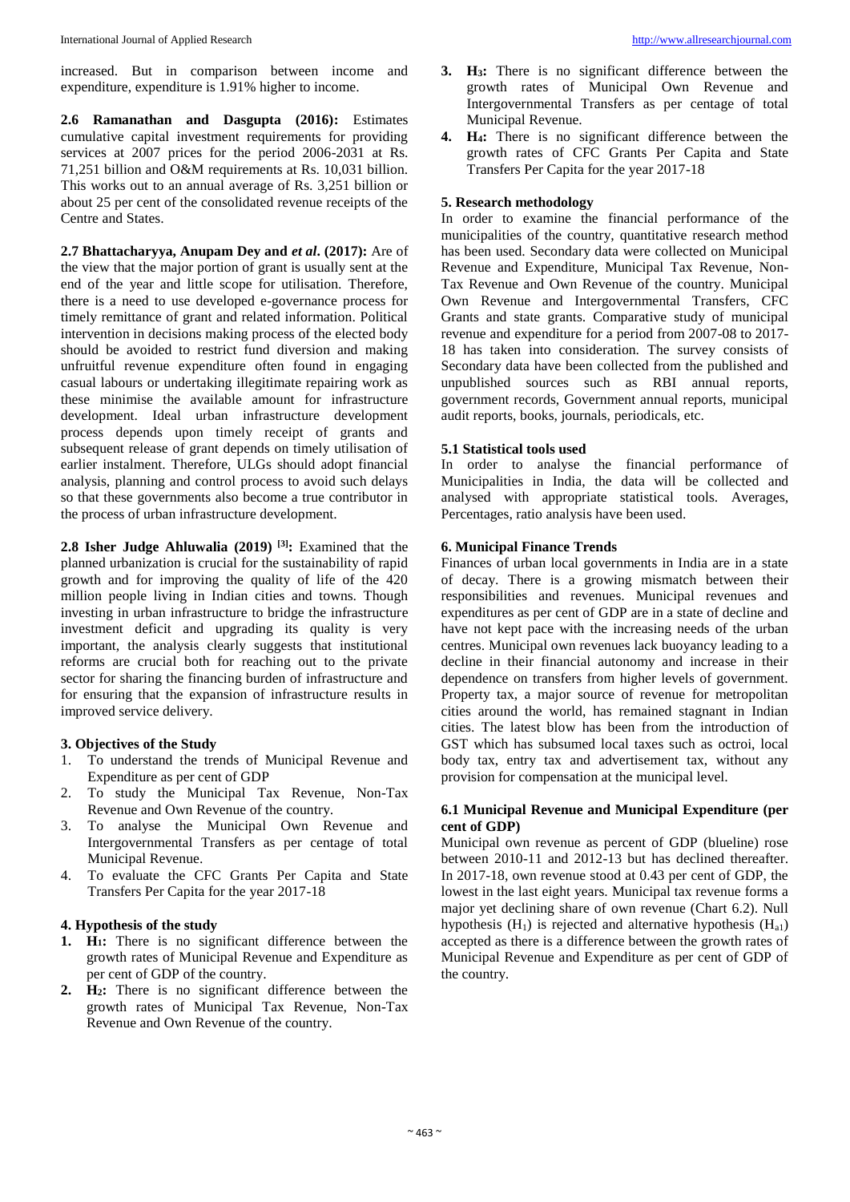increased. But in comparison between income and expenditure, expenditure is 1.91% higher to income.

**2.6 Ramanathan and Dasgupta (2016):** Estimates cumulative capital investment requirements for providing services at 2007 prices for the period 2006-2031 at Rs. 71,251 billion and O&M requirements at Rs. 10,031 billion. This works out to an annual average of Rs. 3,251 billion or about 25 per cent of the consolidated revenue receipts of the Centre and States.

**2.7 Bhattacharyya, Anupam Dey and *et al*. (2017):** Are of the view that the major portion of grant is usually sent at the end of the year and little scope for utilisation. Therefore, there is a need to use developed e-governance process for timely remittance of grant and related information. Political intervention in decisions making process of the elected body should be avoided to restrict fund diversion and making unfruitful revenue expenditure often found in engaging casual labours or undertaking illegitimate repairing work as these minimise the available amount for infrastructure development. Ideal urban infrastructure development process depends upon timely receipt of grants and subsequent release of grant depends on timely utilisation of earlier instalment. Therefore, ULGs should adopt financial analysis, planning and control process to avoid such delays so that these governments also become a true contributor in the process of urban infrastructure development.

**2.8 Isher Judge Ahluwalia (2019) [3]:** Examined that the planned urbanization is crucial for the sustainability of rapid growth and for improving the quality of life of the 420 million people living in Indian cities and towns. Though investing in urban infrastructure to bridge the infrastructure investment deficit and upgrading its quality is very important, the analysis clearly suggests that institutional reforms are crucial both for reaching out to the private sector for sharing the financing burden of infrastructure and for ensuring that the expansion of infrastructure results in improved service delivery.

## 3. Objectives of the Study

1. To understand the trends of Municipal Revenue and Expenditure as per cent of GDP
2. To study the Municipal Tax Revenue, Non-Tax Revenue and Own Revenue of the country.
3. To analyse the Municipal Own Revenue and Intergovernmental Transfers as per centage of total Municipal Revenue.
4. To evaluate the CFC Grants Per Capita and State Transfers Per Capita for the year 2017-18

## 4. Hypothesis of the study

1. **$H_1$:** There is no significant difference between the growth rates of Municipal Revenue and Expenditure as per cent of GDP of the country.
2. **$H_2$:** There is no significant difference between the growth rates of Municipal Tax Revenue, Non-Tax Revenue and Own Revenue of the country.
3. **$H_3$:** There is no significant difference between the growth rates of Municipal Own Revenue and Intergovernmental Transfers as per centage of total Municipal Revenue.
4. **$H_4$:** There is no significant difference between the growth rates of CFC Grants Per Capita and State Transfers Per Capita for the year 2017-18

## 5. Research methodology

In order to examine the financial performance of the municipalities of the country, quantitative research method has been used. Secondary data were collected on Municipal Revenue and Expenditure, Municipal Tax Revenue, Non-Tax Revenue and Own Revenue of the country. Municipal Own Revenue and Intergovernmental Transfers, CFC Grants and state grants. Comparative study of municipal revenue and expenditure for a period from 2007-08 to 2017-18 has taken into consideration. The survey consists of Secondary data have been collected from the published and unpublished sources such as RBI annual reports, government records, Government annual reports, municipal audit reports, books, journals, periodicals, etc.

### 5.1 Statistical tools used

In order to analyse the financial performance of Municipalities in India, the data will be collected and analysed with appropriate statistical tools. Averages, Percentages, ratio analysis have been used.

## 6. Municipal Finance Trends

Finances of urban local governments in India are in a state of decay. There is a growing mismatch between their responsibilities and revenues. Municipal revenues and expenditures as per cent of GDP are in a state of decline and have not kept pace with the increasing needs of the urban centres. Municipal own revenues lack buoyancy leading to a decline in their financial autonomy and increase in their dependence on transfers from higher levels of government. Property tax, a major source of revenue for metropolitan cities around the world, has remained stagnant in Indian cities. The latest blow has been from the introduction of GST which has subsumed local taxes such as octroi, local body tax, entry tax and advertisement tax, without any provision for compensation at the municipal level.

### 6.1 Municipal Revenue and Municipal Expenditure (per cent of GDP)

Municipal own revenue as percent of GDP (blueline) rose between 2010-11 and 2012-13 but has declined thereafter. In 2017-18, own revenue stood at 0.43 per cent of GDP, the lowest in the last eight years. Municipal tax revenue forms a major yet declining share of own revenue (Chart 6.2). Null hypothesis ($H_1$) is rejected and alternative hypothesis ($H_{a1}$) accepted as there is a difference between the growth rates of Municipal Revenue and Expenditure as per cent of GDP of the country.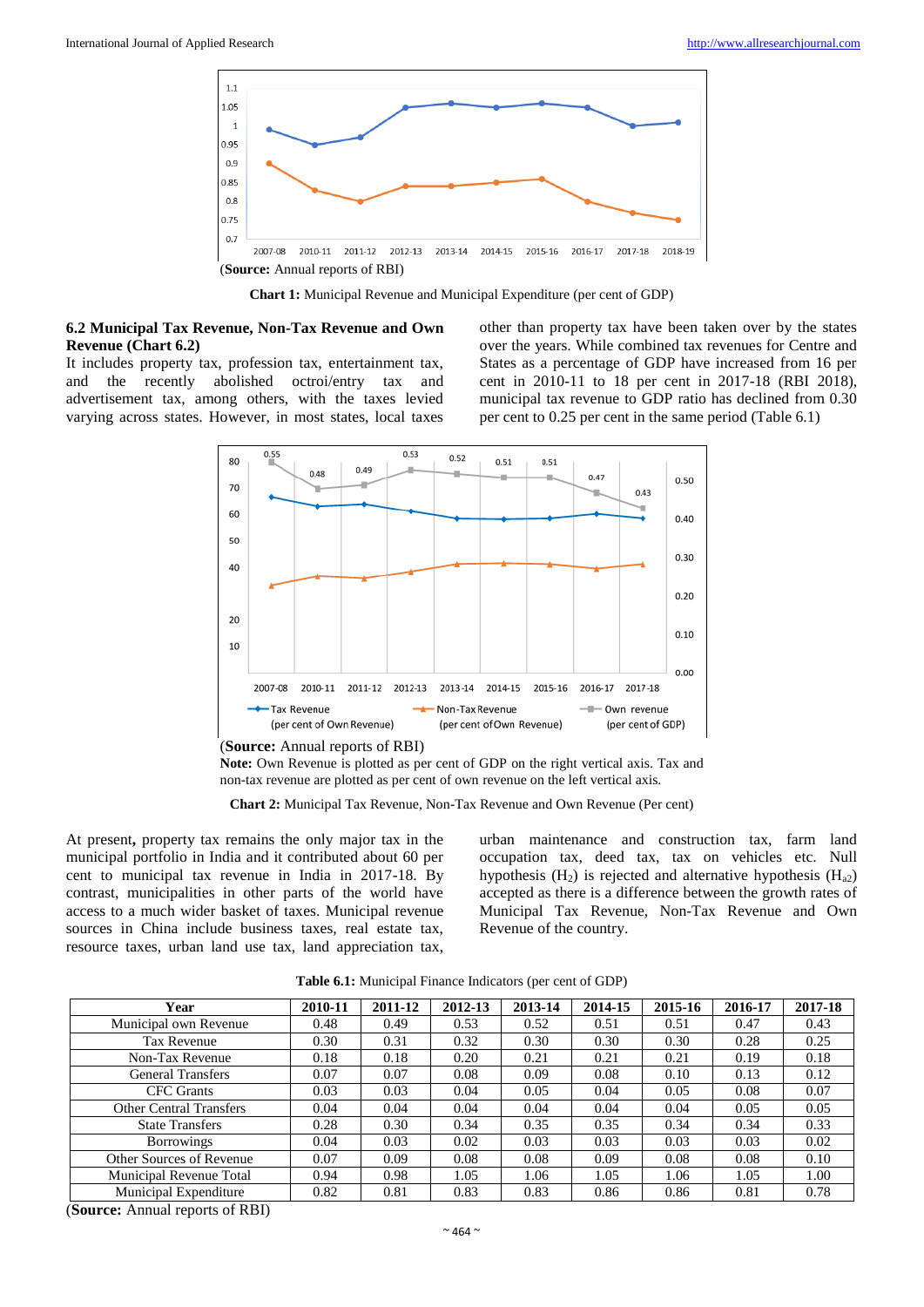(**Source:** Annual reports of RBI)

**Chart 1:** Municipal Revenue and Municipal Expenditure (per cent of GDP)

### 6.2 Municipal Tax Revenue, Non-Tax Revenue and Own Revenue (Chart 6.2)

It includes property tax, profession tax, entertainment tax, and the recently abolished octroi/entry tax and advertisement tax, among others, with the taxes levied varying across states. However, in most states, local taxes other than property tax have been taken over by the states over the years. While combined tax revenues for Centre and States as a percentage of GDP have increased from 16 per cent in 2010-11 to 18 per cent in 2017-18 (RBI 2018), municipal tax revenue to GDP ratio has declined from 0.30 per cent to 0.25 per cent in the same period (Table 6.1)

(**Source:** Annual reports of RBI)

**Note:** Own Revenue is plotted as per cent of GDP on the right vertical axis. Tax and non-tax revenue are plotted as per cent of own revenue on the left vertical axis.

**Chart 2:** Municipal Tax Revenue, Non-Tax Revenue and Own Revenue (Per cent)

At present**,** property tax remains the only major tax in the municipal portfolio in India and it contributed about 60 per cent to municipal tax revenue in India in 2017-18. By contrast, municipalities in other parts of the world have access to a much wider basket of taxes. Municipal revenue sources in China include business taxes, real estate tax, resource taxes, urban land use tax, land appreciation tax, urban maintenance and construction tax, farm land occupation tax, deed tax, tax on vehicles etc. Null hypothesis ($H_2$) is rejected and alternative hypothesis ($H_{a2}$) accepted as there is a difference between the growth rates of Municipal Tax Revenue, Non-Tax Revenue and Own Revenue of the country.

**Table 6.1:** Municipal Finance Indicators (per cent of GDP)

| Year | 2010-11 | 2011-12 | 2012-13 | 2013-14 | 2014-15 | 2015-16 | 2016-17 | 2017-18 |
|---|---|---|---|---|---|---|---|---|
| Municipal own Revenue | 0.48 | 0.49 | 0.53 | 0.52 | 0.51 | 0.51 | 0.47 | 0.43 |
| Tax Revenue | 0.30 | 0.31 | 0.32 | 0.30 | 0.30 | 0.30 | 0.28 | 0.25 |
| Non-Tax Revenue | 0.18 | 0.18 | 0.20 | 0.21 | 0.21 | 0.21 | 0.19 | 0.18 |
| General Transfers | 0.07 | 0.07 | 0.08 | 0.09 | 0.08 | 0.10 | 0.13 | 0.12 |
| CFC Grants | 0.03 | 0.03 | 0.04 | 0.05 | 0.04 | 0.05 | 0.08 | 0.07 |
| Other Central Transfers | 0.04 | 0.04 | 0.04 | 0.04 | 0.04 | 0.04 | 0.05 | 0.05 |
| State Transfers | 0.28 | 0.30 | 0.34 | 0.35 | 0.35 | 0.34 | 0.34 | 0.33 |
| Borrowings | 0.04 | 0.03 | 0.02 | 0.03 | 0.03 | 0.03 | 0.03 | 0.02 |
| Other Sources of Revenue | 0.07 | 0.09 | 0.08 | 0.08 | 0.09 | 0.08 | 0.08 | 0.10 |
| Municipal Revenue Total | 0.94 | 0.98 | 1.05 | 1.06 | 1.05 | 1.06 | 1.05 | 1.00 |
| Municipal Expenditure | 0.82 | 0.81 | 0.83 | 0.83 | 0.86 | 0.86 | 0.81 | 0.78 |

(**Source:** Annual reports of RBI)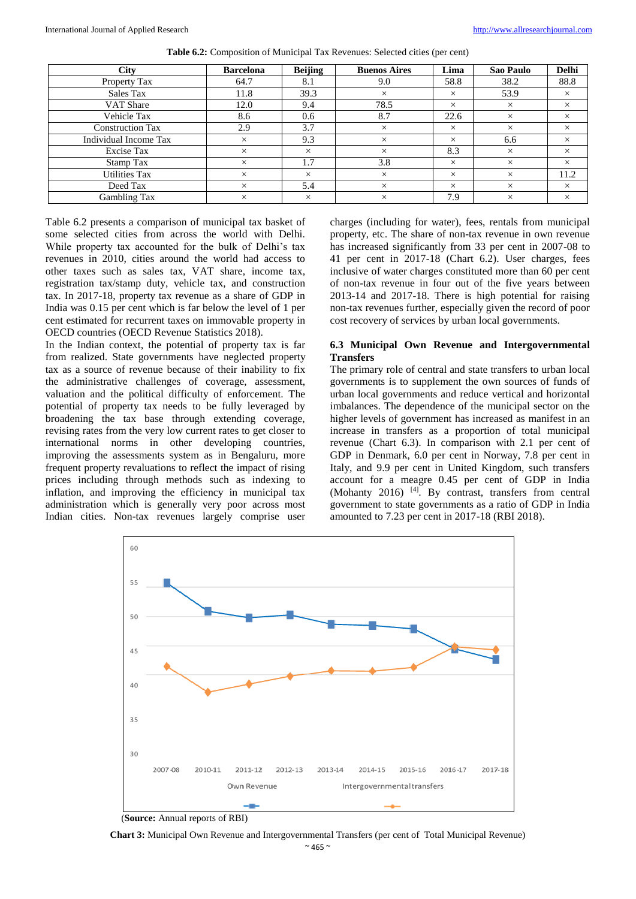**Table 6.2:** Composition of Municipal Tax Revenues: Selected cities (per cent)

| City | Barcelona | Beijing | Buenos Aires | Lima | Sao Paulo | Delhi |
|---|---|---|---|---|---|---|
| Property Tax | 64.7 | 8.1 | 9.0 | 58.8 | 38.2 | 88.8 |
| Sales Tax | 11.8 | 39.3 | × | × | 53.9 | × |
| VAT Share | 12.0 | 9.4 | 78.5 | × | × | × |
| Vehicle Tax | 8.6 | 0.6 | 8.7 | 22.6 | × | × |
| Construction Tax | 2.9 | 3.7 | × | × | × | × |
| Individual Income Tax | × | 9.3 | × | × | 6.6 | × |
| Excise Tax | × | × | × | 8.3 | × | × |
| Stamp Tax | × | 1.7 | 3.8 | × | × | × |
| Utilities Tax | × | × | × | × | × | 11.2 |
| Deed Tax | × | 5.4 | × | × | × | × |
| Gambling Tax | × | × | × | 7.9 | × | × |

Table 6.2 presents a comparison of municipal tax basket of some selected cities from across the world with Delhi. While property tax accounted for the bulk of Delhi's tax revenues in 2010, cities around the world had access to other taxes such as sales tax, VAT share, income tax, registration tax/stamp duty, vehicle tax, and construction tax. In 2017-18, property tax revenue as a share of GDP in India was 0.15 per cent which is far below the level of 1 per cent estimated for recurrent taxes on immovable property in OECD countries (OECD Revenue Statistics 2018).

In the Indian context, the potential of property tax is far from realized. State governments have neglected property tax as a source of revenue because of their inability to fix the administrative challenges of coverage, assessment, valuation and the political difficulty of enforcement. The potential of property tax needs to be fully leveraged by broadening the tax base through extending coverage, revising rates from the very low current rates to get closer to international norms in other developing countries, improving the assessments system as in Bengaluru, more frequent property revaluations to reflect the impact of rising prices including through methods such as indexing to inflation, and improving the efficiency in municipal tax administration which is generally very poor across most Indian cities. Non-tax revenues largely comprise user charges (including for water), fees, rentals from municipal property, etc. The share of non-tax revenue in own revenue has increased significantly from 33 per cent in 2007-08 to 41 per cent in 2017-18 (Chart 6.2). User charges, fees inclusive of water charges constituted more than 60 per cent of non-tax revenue in four out of the five years between 2013-14 and 2017-18. There is high potential for raising non-tax revenues further, especially given the record of poor cost recovery of services by urban local governments.

## 6.3 Municipal Own Revenue and Intergovernmental Transfers

The primary role of central and state transfers to urban local governments is to supplement the own sources of funds of urban local governments and reduce vertical and horizontal imbalances. The dependence of the municipal sector on the higher levels of government has increased as manifest in an increase in transfers as a proportion of total municipal revenue (Chart 6.3). In comparison with 2.1 per cent of GDP in Denmark, 6.0 per cent in Norway, 7.8 per cent in Italy, and 9.9 per cent in United Kingdom, such transfers account for a meagre 0.45 per cent of GDP in India (Mohanty 2016) [4]. By contrast, transfers from central government to state governments as a ratio of GDP in India amounted to 7.23 per cent in 2017-18 (RBI 2018).

(**Source:** Annual reports of RBI)

**Chart 3:** Municipal Own Revenue and Intergovernmental Transfers (per cent of Total Municipal Revenue)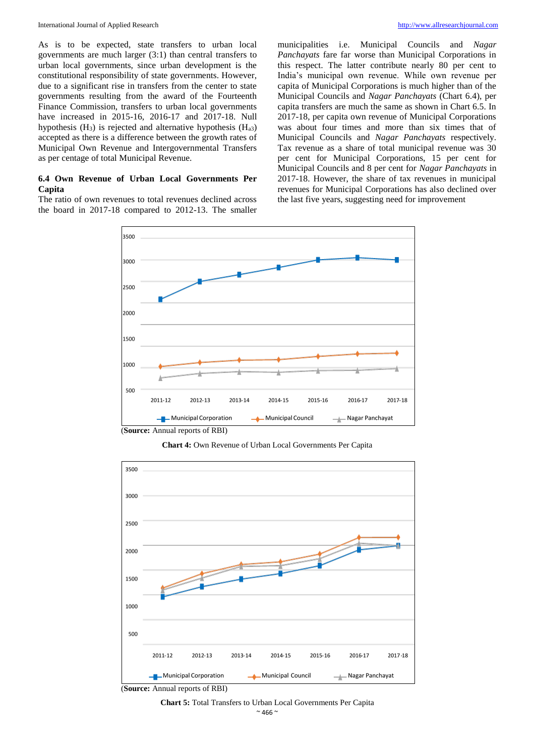As is to be expected, state transfers to urban local governments are much larger (3:1) than central transfers to urban local governments, since urban development is the constitutional responsibility of state governments. However, due to a significant rise in transfers from the center to state governments resulting from the award of the Fourteenth Finance Commission, transfers to urban local governments have increased in 2015-16, 2016-17 and 2017-18. Null hypothesis ($H_3$) is rejected and alternative hypothesis ($H_{a3}$) accepted as there is a difference between the growth rates of Municipal Own Revenue and Intergovernmental Transfers as per centage of total Municipal Revenue.

**6.4 Own Revenue of Urban Local Governments Per Capita**

The ratio of own revenues to total revenues declined across the board in 2017-18 compared to 2012-13. The smaller municipalities i.e. Municipal Councils and *Nagar Panchayats* fare far worse than Municipal Corporations in this respect. The latter contribute nearly 80 per cent to India's municipal own revenue. While own revenue per capita of Municipal Corporations is much higher than of the Municipal Councils and *Nagar Panchayats* (Chart 6.4), per capita transfers are much the same as shown in Chart 6.5. In 2017-18, per capita own revenue of Municipal Corporations was about four times and more than six times that of Municipal Councils and *Nagar Panchayats* respectively. Tax revenue as a share of total municipal revenue was 30 per cent for Municipal Corporations, 15 per cent for Municipal Councils and 8 per cent for *Nagar Panchayats* in 2017-18. However, the share of tax revenues in municipal revenues for Municipal Corporations has also declined over the last five years, suggesting need for improvement

(**Source:** Annual reports of RBI)

**Chart 4:** Own Revenue of Urban Local Governments Per Capita

(**Source:** Annual reports of RBI)

**Chart 5:** Total Transfers to Urban Local Governments Per Capita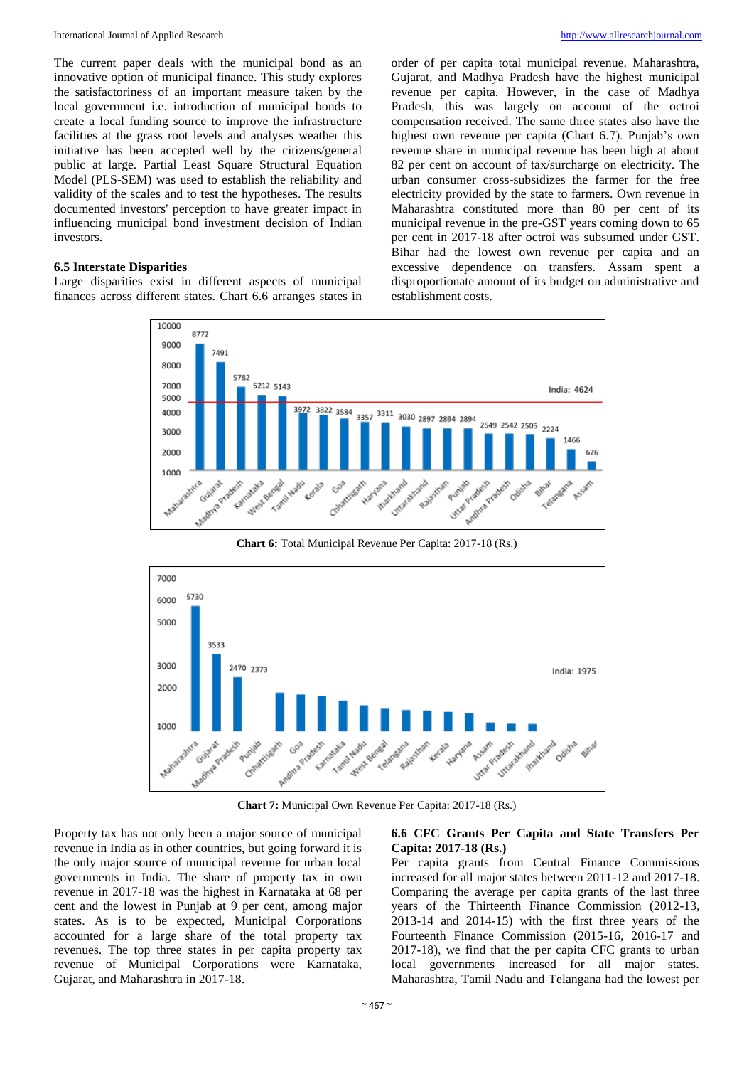The current paper deals with the municipal bond as an innovative option of municipal finance. This study explores the satisfactoriness of an important measure taken by the local government i.e. introduction of municipal bonds to create a local funding source to improve the infrastructure facilities at the grass root levels and analyses weather this initiative has been accepted well by the citizens/general public at large. Partial Least Square Structural Equation Model (PLS-SEM) was used to establish the reliability and validity of the scales and to test the hypotheses. The results documented investors' perception to have greater impact in influencing municipal bond investment decision of Indian investors.

### 6.5 Interstate Disparities

Large disparities exist in different aspects of municipal finances across different states. Chart 6.6 arranges states in order of per capita total municipal revenue. Maharashtra, Gujarat, and Madhya Pradesh have the highest municipal revenue per capita. However, in the case of Madhya Pradesh, this was largely on account of the octroi compensation received. The same three states also have the highest own revenue per capita (Chart 6.7). Punjab's own revenue share in municipal revenue has been high at about 82 per cent on account of tax/surcharge on electricity. The urban consumer cross-subsidizes the farmer for the free electricity provided by the state to farmers. Own revenue in Maharashtra constituted more than 80 per cent of its municipal revenue in the pre-GST years coming down to 65 per cent in 2017-18 after octroi was subsumed under GST. Bihar had the lowest own revenue per capita and an excessive dependence on transfers. Assam spent a disproportionate amount of its budget on administrative and establishment costs.

| State | Total Municipal Revenue Per Capita (Rs.) |
|---|---|
| Maharashtra | 8772 |
| Gujarat | 7491 |
| Madhya Pradesh | 5782 |
| Karnataka | 5212 |
| West Bengal | 5143 |
| Tamil Nadu | 3972 |
| Kerala | 3822 |
| Goa | 3584 |
| Chhattisgarh | 3357 |
| Haryana | 3311 |
| Jharkhand | 3030 |
| Uttarakhand | 2897 |
| Rajasthan | 2894 |
| Punjab | 2894 |
| Uttar Pradesh | 2549 |
| Andhra Pradesh | 2542 |
| Odisha | 2505 |
| Bihar | 2224 |
| Telangana | 1466 |
| Assam | 626 |
| India | 4624 |

**Chart 6:** Total Municipal Revenue Per Capita: 2017-18 (Rs.)

| State | Municipal Own Revenue Per Capita (Rs.) |
|---|---|
| Maharashtra | 5730 |
| Gujarat | 3533 |
| Madhya Pradesh | 2470 |
| Punjab | 2373 |
| Chhattisgarh | |
| Goa | |
| Andhra Pradesh | |
| Karnataka | |
| Tamil Nadu | |
| West Bengal | |
| Telangana | |
| Rajasthan | |
| Kerala | |
| Haryana | |
| Assam | |
| Uttar Pradesh | |
| Uttarakhand | |
| Jharkhand | |
| Odisha | |
| Bihar | |
| India | 1975 |

**Chart 7:** Municipal Own Revenue Per Capita: 2017-18 (Rs.)

Property tax has not only been a major source of municipal revenue in India as in other countries, but going forward it is the only major source of municipal revenue for urban local governments in India. The share of property tax in own revenue in 2017-18 was the highest in Karnataka at 68 per cent and the lowest in Punjab at 9 per cent, among major states. As is to be expected, Municipal Corporations accounted for a large share of the total property tax revenues. The top three states in per capita property tax revenue of Municipal Corporations were Karnataka, Gujarat, and Maharashtra in 2017-18.

### 6.6 CFC Grants Per Capita and State Transfers Per Capita: 2017-18 (Rs.)

Per capita grants from Central Finance Commissions increased for all major states between 2011-12 and 2017-18. Comparing the average per capita grants of the last three years of the Thirteenth Finance Commission (2012-13, 2013-14 and 2014-15) with the first three years of the Fourteenth Finance Commission (2015-16, 2016-17 and 2017-18), we find that the per capita CFC grants to urban local governments increased for all major states. Maharashtra, Tamil Nadu and Telangana had the lowest per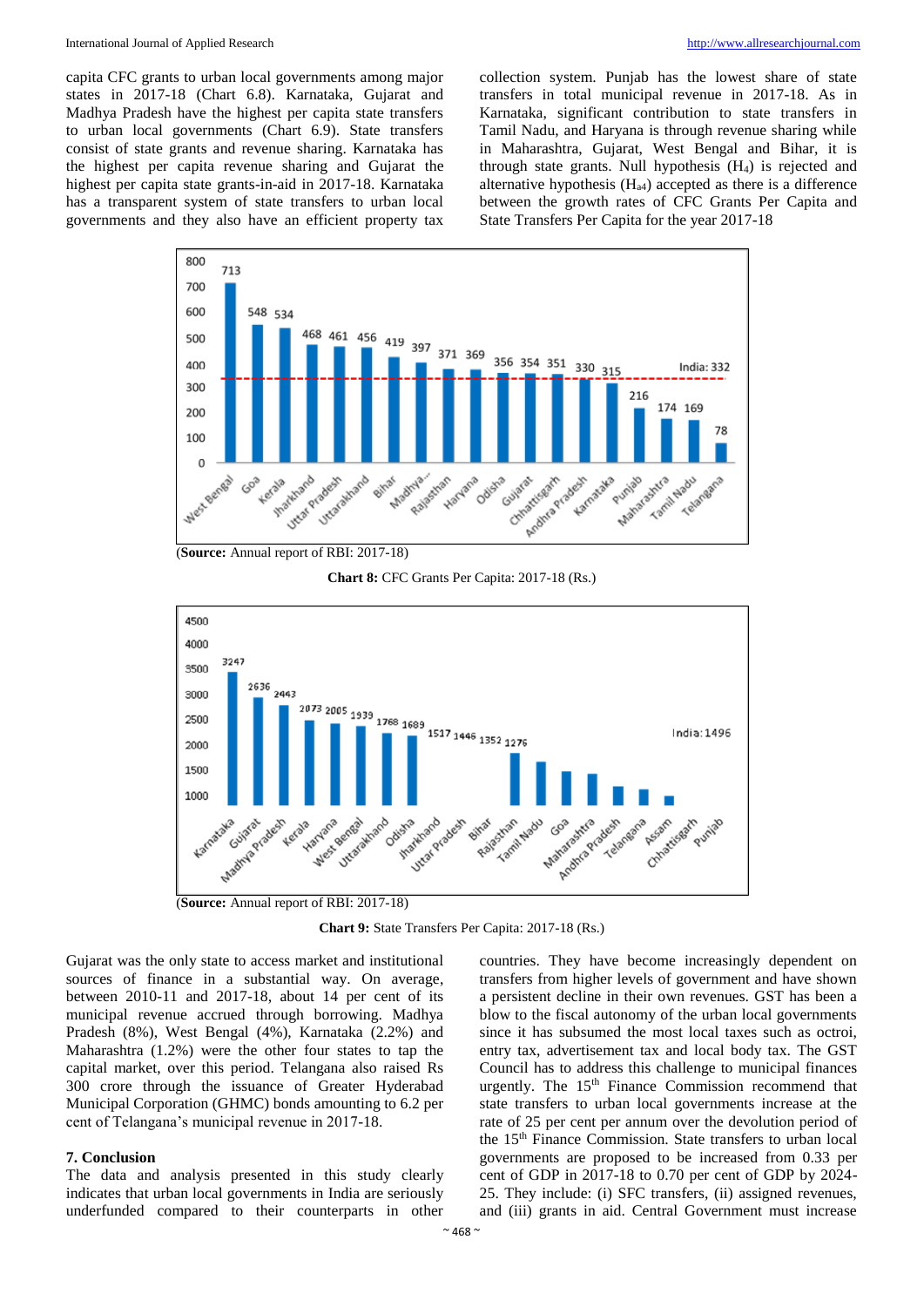capita CFC grants to urban local governments among major states in 2017-18 (Chart 6.8). Karnataka, Gujarat and Madhya Pradesh have the highest per capita state transfers to urban local governments (Chart 6.9). State transfers consist of state grants and revenue sharing. Karnataka has the highest per capita revenue sharing and Gujarat the highest per capita state grants-in-aid in 2017-18. Karnataka has a transparent system of state transfers to urban local governments and they also have an efficient property tax collection system. Punjab has the lowest share of state transfers in total municipal revenue in 2017-18. As in Karnataka, significant contribution to state transfers in Tamil Nadu, and Haryana is through revenue sharing while in Maharashtra, Gujarat, West Bengal and Bihar, it is through state grants. Null hypothesis ($H_4$) is rejected and alternative hypothesis ($H_{a4}$) accepted as there is a difference between the growth rates of CFC Grants Per Capita and State Transfers Per Capita for the year 2017-18

(**Source:** Annual report of RBI: 2017-18)

**Chart 8:** CFC Grants Per Capita: 2017-18 (Rs.)

(**Source:** Annual report of RBI: 2017-18)

**Chart 9:** State Transfers Per Capita: 2017-18 (Rs.)

Gujarat was the only state to access market and institutional sources of finance in a substantial way. On average, between 2010-11 and 2017-18, about 14 per cent of its municipal revenue accrued through borrowing. Madhya Pradesh (8%), West Bengal (4%), Karnataka (2.2%) and Maharashtra (1.2%) were the other four states to tap the capital market, over this period. Telangana also raised Rs 300 crore through the issuance of Greater Hyderabad Municipal Corporation (GHMC) bonds amounting to 6.2 per cent of Telangana's municipal revenue in 2017-18.

### 7. Conclusion

The data and analysis presented in this study clearly indicates that urban local governments in India are seriously underfunded compared to their counterparts in other countries. They have become increasingly dependent on transfers from higher levels of government and have shown a persistent decline in their own revenues. GST has been a blow to the fiscal autonomy of the urban local governments since it has subsumed the most local taxes such as octroi, entry tax, advertisement tax and local body tax. The GST Council has to address this challenge to municipal finances urgently. The 15th Finance Commission recommend that state transfers to urban local governments increase at the rate of 25 per cent per annum over the devolution period of the 15th Finance Commission. State transfers to urban local governments are proposed to be increased from 0.33 per cent of GDP in 2017-18 to 0.70 per cent of GDP by 2024-25. They include: (i) SFC transfers, (ii) assigned revenues, and (iii) grants in aid. Central Government must increase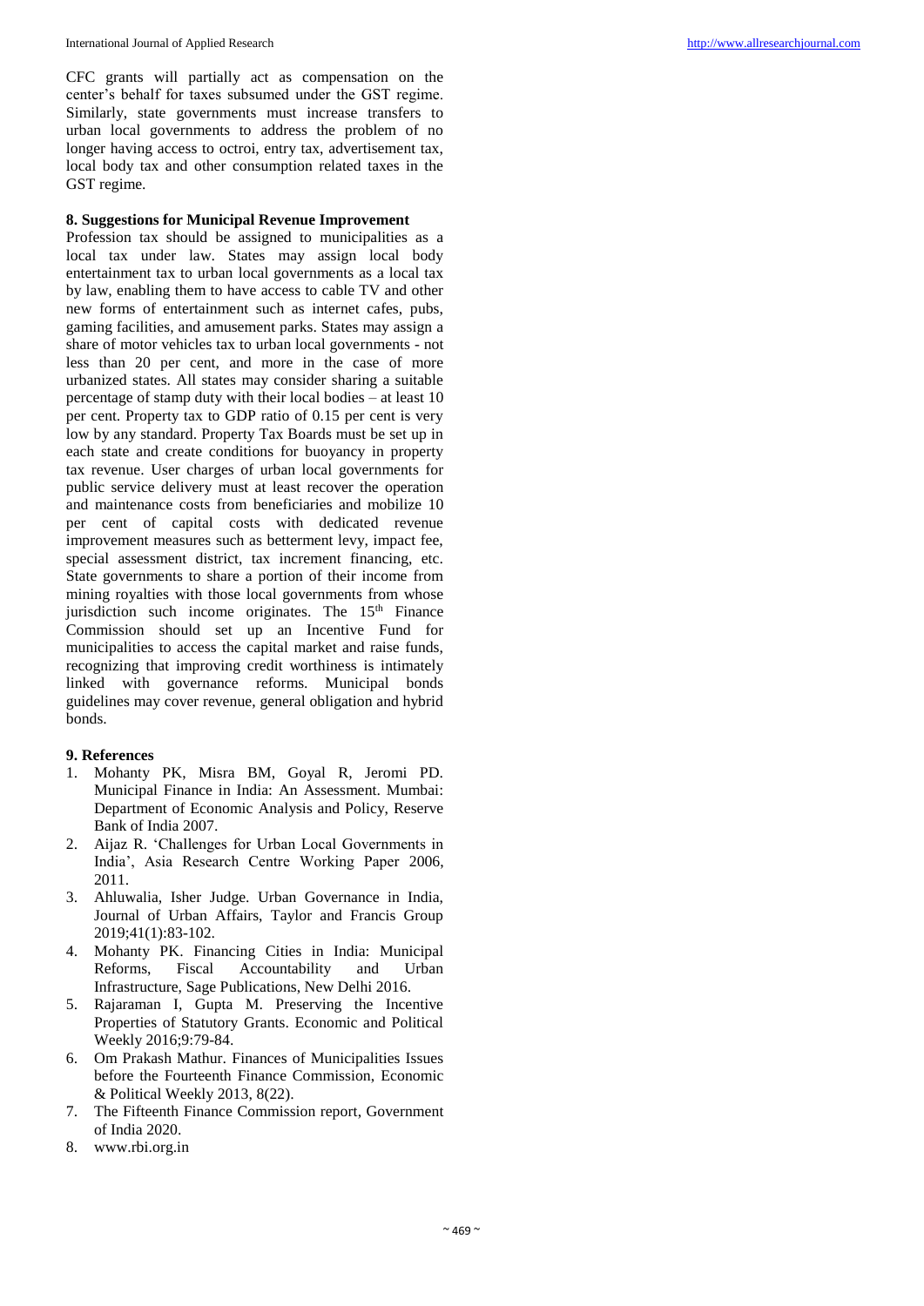CFC grants will partially act as compensation on the center's behalf for taxes subsumed under the GST regime. Similarly, state governments must increase transfers to urban local governments to address the problem of no longer having access to octroi, entry tax, advertisement tax, local body tax and other consumption related taxes in the GST regime.

## 8. Suggestions for Municipal Revenue Improvement

Profession tax should be assigned to municipalities as a local tax under law. States may assign local body entertainment tax to urban local governments as a local tax by law, enabling them to have access to cable TV and other new forms of entertainment such as internet cafes, pubs, gaming facilities, and amusement parks. States may assign a share of motor vehicles tax to urban local governments - not less than 20 per cent, and more in the case of more urbanized states. All states may consider sharing a suitable percentage of stamp duty with their local bodies – at least 10 per cent. Property tax to GDP ratio of 0.15 per cent is very low by any standard. Property Tax Boards must be set up in each state and create conditions for buoyancy in property tax revenue. User charges of urban local governments for public service delivery must at least recover the operation and maintenance costs from beneficiaries and mobilize 10 per cent of capital costs with dedicated revenue improvement measures such as betterment levy, impact fee, special assessment district, tax increment financing, etc. State governments to share a portion of their income from mining royalties with those local governments from whose jurisdiction such income originates. The 15th Finance Commission should set up an Incentive Fund for municipalities to access the capital market and raise funds, recognizing that improving credit worthiness is intimately linked with governance reforms. Municipal bonds guidelines may cover revenue, general obligation and hybrid bonds.

## 9. References

1. Mohanty PK, Misra BM, Goyal R, Jeromi PD. Municipal Finance in India: An Assessment. Mumbai: Department of Economic Analysis and Policy, Reserve Bank of India 2007.
2. Aijaz R. 'Challenges for Urban Local Governments in India', Asia Research Centre Working Paper 2006, 2011.
3. Ahluwalia, Isher Judge. Urban Governance in India, Journal of Urban Affairs, Taylor and Francis Group 2019;41(1):83-102.
4. Mohanty PK. Financing Cities in India: Municipal Reforms, Fiscal Accountability and Urban Infrastructure, Sage Publications, New Delhi 2016.
5. Rajaraman I, Gupta M. Preserving the Incentive Properties of Statutory Grants. Economic and Political Weekly 2016;9:79-84.
6. Om Prakash Mathur. Finances of Municipalities Issues before the Fourteenth Finance Commission, Economic & Political Weekly 2013, 8(22).
7. The Fifteenth Finance Commission report, Government of India 2020.
8. www.rbi.org.in